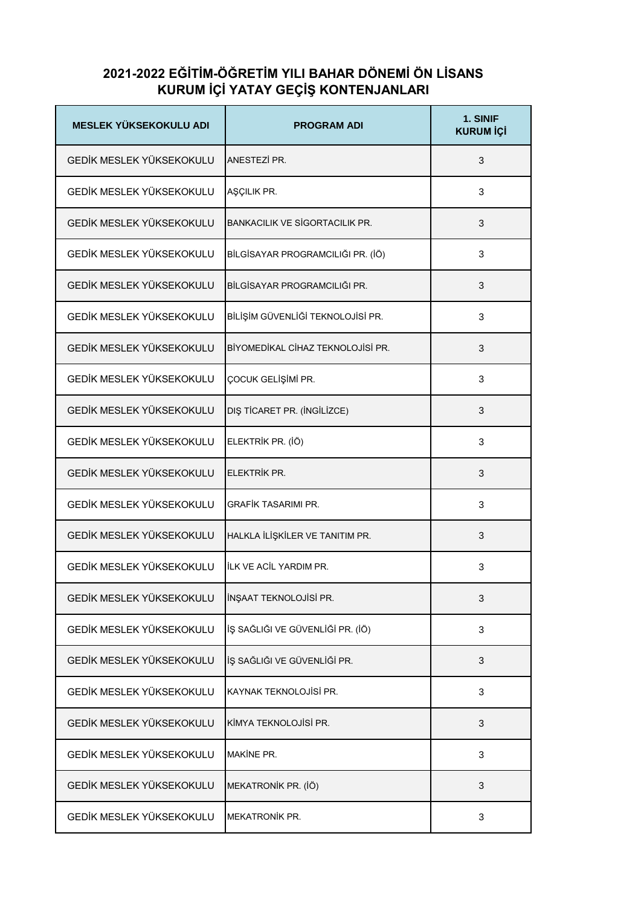## 2021-2022 EĞİTİM-ÖĞRETİM YILI BAHAR DÖNEMİ ÖN LİSANS KURUM İÇİ YATAY GEÇİŞ KONTENJANLARI

| MESLEK YÜKSEKOKULU ADI | PROGRAM ADI | 1. SINIF KURUM İÇİ |
|---|---|---|
| GEDİK MESLEK YÜKSEKOKULU | ANESTEZİ PR. | 3 |
| GEDİK MESLEK YÜKSEKOKULU | AŞÇILIK PR. | 3 |
| GEDİK MESLEK YÜKSEKOKULU | BANKACILIK VE SİGORTACILIK PR. | 3 |
| GEDİK MESLEK YÜKSEKOKULU | BİLGİSAYAR PROGRAMCILIĞI PR. (İÖ) | 3 |
| GEDİK MESLEK YÜKSEKOKULU | BİLGİSAYAR PROGRAMCILIĞI PR. | 3 |
| GEDİK MESLEK YÜKSEKOKULU | BİLİŞİM GÜVENLİĞİ TEKNOLOJİSİ PR. | 3 |
| GEDİK MESLEK YÜKSEKOKULU | BİYOMEDİKAL CİHAZ TEKNOLOJİSİ PR. | 3 |
| GEDİK MESLEK YÜKSEKOKULU | ÇOCUK GELİŞİMİ PR. | 3 |
| GEDİK MESLEK YÜKSEKOKULU | DIŞ TİCARET PR. (İNGİLİZCE) | 3 |
| GEDİK MESLEK YÜKSEKOKULU | ELEKTRİK PR. (İÖ) | 3 |
| GEDİK MESLEK YÜKSEKOKULU | ELEKTRİK PR. | 3 |
| GEDİK MESLEK YÜKSEKOKULU | GRAFİK TASARIMI PR. | 3 |
| GEDİK MESLEK YÜKSEKOKULU | HALKLA İLİŞKİLER VE TANITIM PR. | 3 |
| GEDİK MESLEK YÜKSEKOKULU | İLK VE ACİL YARDIM PR. | 3 |
| GEDİK MESLEK YÜKSEKOKULU | İNŞAAT TEKNOLOJİSİ PR. | 3 |
| GEDİK MESLEK YÜKSEKOKULU | İŞ SAĞLIĞI VE GÜVENLİĞİ PR. (İÖ) | 3 |
| GEDİK MESLEK YÜKSEKOKULU | İŞ SAĞLIĞI VE GÜVENLİĞİ PR. | 3 |
| GEDİK MESLEK YÜKSEKOKULU | KAYNAK TEKNOLOJİSİ PR. | 3 |
| GEDİK MESLEK YÜKSEKOKULU | KİMYA TEKNOLOJİSİ PR. | 3 |
| GEDİK MESLEK YÜKSEKOKULU | MAKİNE PR. | 3 |
| GEDİK MESLEK YÜKSEKOKULU | MEKATRONİK PR. (İÖ) | 3 |
| GEDİK MESLEK YÜKSEKOKULU | MEKATRONİK PR. | 3 |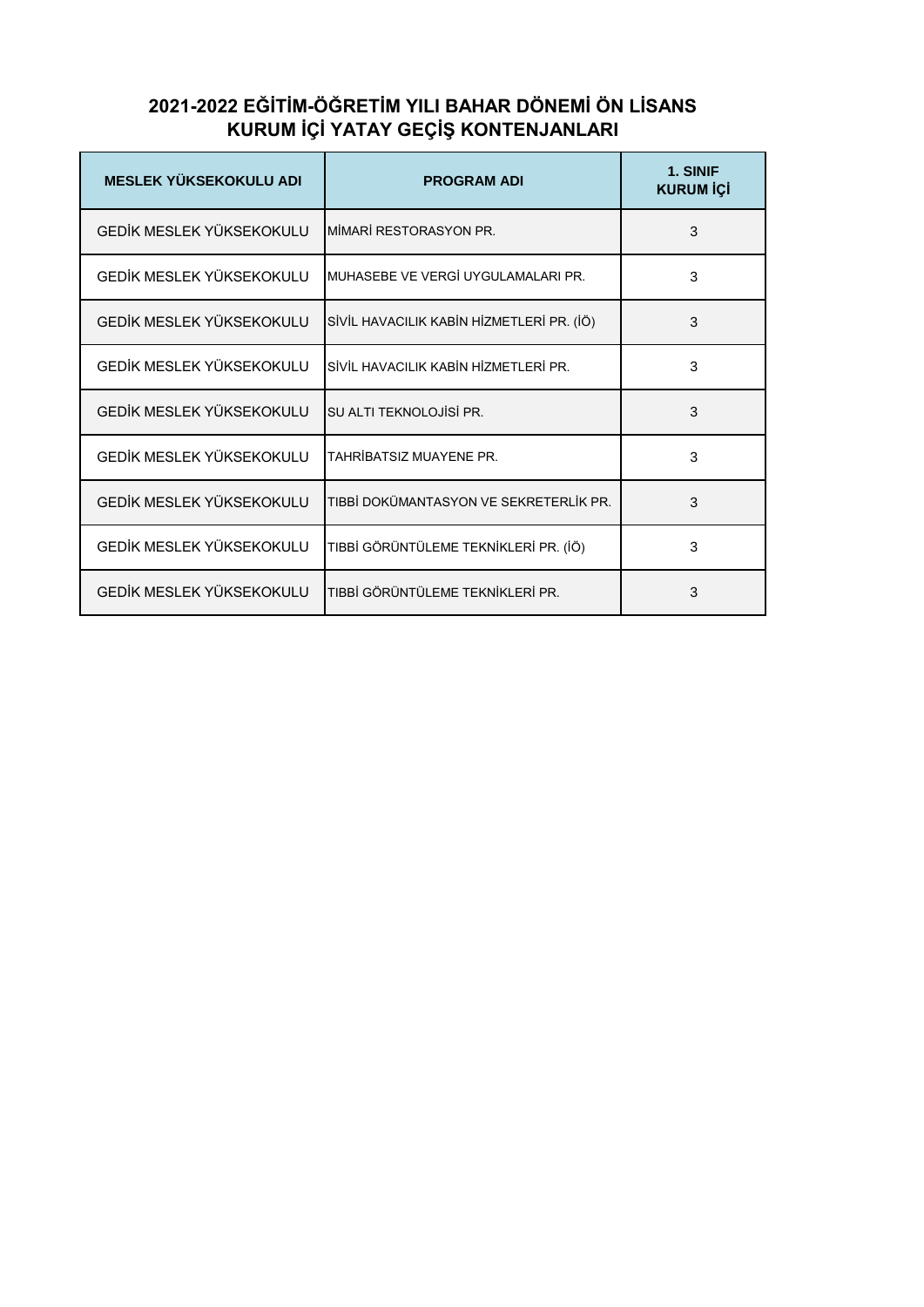## 2021-2022 EĞİTİM-ÖĞRETİM YILI BAHAR DÖNEMİ ÖN LİSANS KURUM İÇİ YATAY GEÇİŞ KONTENJANLARI

| MESLEK YÜKSEKOKULU ADI | PROGRAM ADI | 1. SINIF KURUM İÇİ |
|---|---|---|
| GEDİK MESLEK YÜKSEKOKULU | MİMARİ RESTORASYON PR. | 3 |
| GEDİK MESLEK YÜKSEKOKULU | MUHASEBE VE VERGİ UYGULAMALARI PR. | 3 |
| GEDİK MESLEK YÜKSEKOKULU | SİVİL HAVACILIK KABİN HİZMETLERİ PR. (İÖ) | 3 |
| GEDİK MESLEK YÜKSEKOKULU | SİVİL HAVACILIK KABİN HİZMETLERİ PR. | 3 |
| GEDİK MESLEK YÜKSEKOKULU | SU ALTI TEKNOLOJİSİ PR. | 3 |
| GEDİK MESLEK YÜKSEKOKULU | TAHRİBATSIZ MUAYENE PR. | 3 |
| GEDİK MESLEK YÜKSEKOKULU | TIBBİ DOKÜMANTASYON VE SEKRETERLİK PR. | 3 |
| GEDİK MESLEK YÜKSEKOKULU | TIBBİ GÖRÜNTÜLEME TEKNİKLERİ PR. (İÖ) | 3 |
| GEDİK MESLEK YÜKSEKOKULU | TIBBİ GÖRÜNTÜLEME TEKNİKLERİ PR. | 3 |